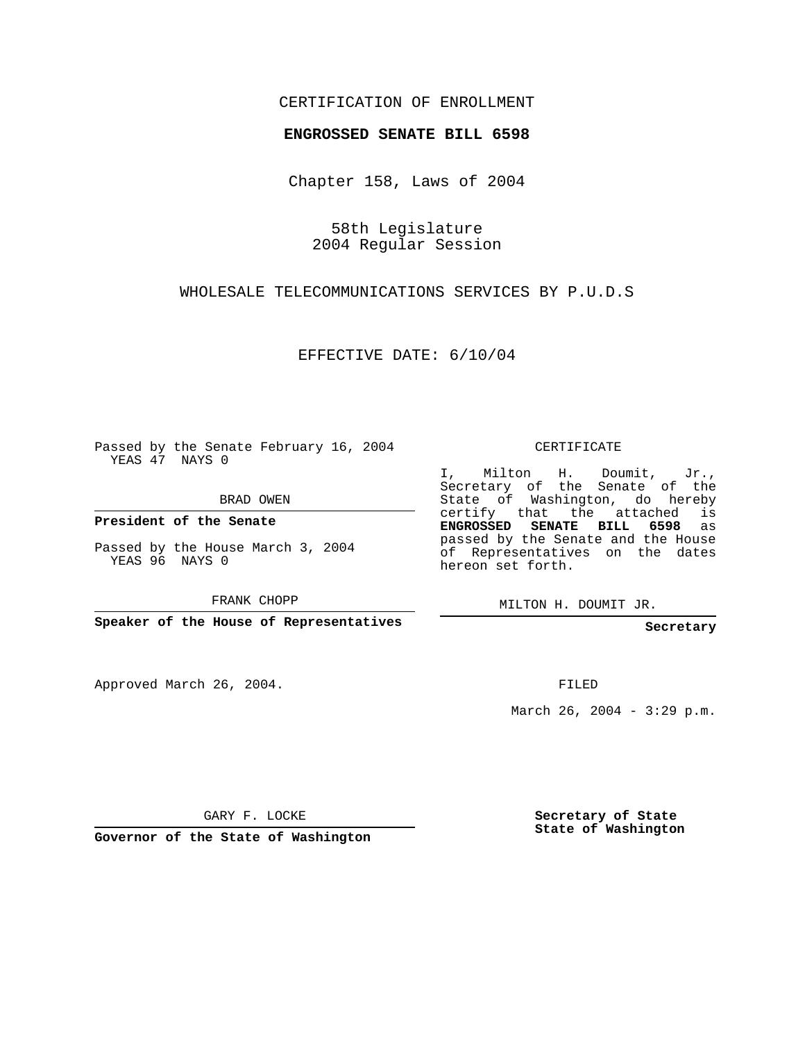CERTIFICATION OF ENROLLMENT

**ENGROSSED SENATE BILL 6598**

Chapter 158, Laws of 2004

58th Legislature
2004 Regular Session

WHOLESALE TELECOMMUNICATIONS SERVICES BY P.U.D.S

EFFECTIVE DATE: 6/10/04

Passed by the Senate February 16, 2004
YEAS 47 NAYS 0

BRAD OWEN

**President of the Senate**

Passed by the House March 3, 2004
YEAS 96 NAYS 0

FRANK CHOPP

**Speaker of the House of Representatives**

CERTIFICATE

I, Milton H. Doumit, Jr., Secretary of the Senate of the State of Washington, do hereby certify that the attached is **ENGROSSED SENATE BILL 6598** as passed by the Senate and the House of Representatives on the dates hereon set forth.

MILTON H. DOUMIT JR.

**Secretary**

Approved March 26, 2004.

FILED

March 26, 2004 - 3:29 p.m.

GARY F. LOCKE

**Governor of the State of Washington**

**Secretary of State**
**State of Washington**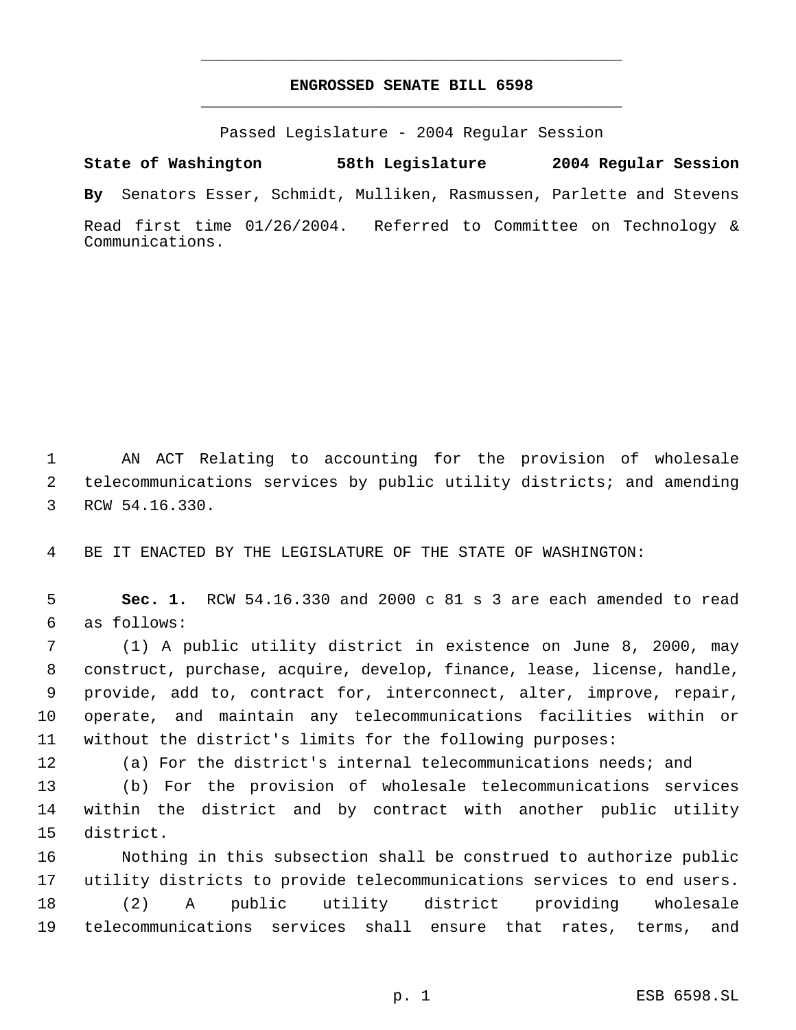# ENGROSSED SENATE BILL 6598

Passed Legislature - 2004 Regular Session

**State of Washington 58th Legislature 2004 Regular Session**

**By** Senators Esser, Schmidt, Mulliken, Rasmussen, Parlette and Stevens

Read first time 01/26/2004. Referred to Committee on Technology & Communications.

1 AN ACT Relating to accounting for the provision of wholesale
2 telecommunications services by public utility districts; and amending
3 RCW 54.16.330.

4 BE IT ENACTED BY THE LEGISLATURE OF THE STATE OF WASHINGTON:

5 **Sec. 1.** RCW 54.16.330 and 2000 c 81 s 3 are each amended to read
6 as follows:
7 (1) A public utility district in existence on June 8, 2000, may
8 construct, purchase, acquire, develop, finance, lease, license, handle,
9 provide, add to, contract for, interconnect, alter, improve, repair,
10 operate, and maintain any telecommunications facilities within or
11 without the district's limits for the following purposes:
12 (a) For the district's internal telecommunications needs; and
13 (b) For the provision of wholesale telecommunications services
14 within the district and by contract with another public utility
15 district.
16 Nothing in this subsection shall be construed to authorize public
17 utility districts to provide telecommunications services to end users.
18 (2) A public utility district providing wholesale
19 telecommunications services shall ensure that rates, terms, and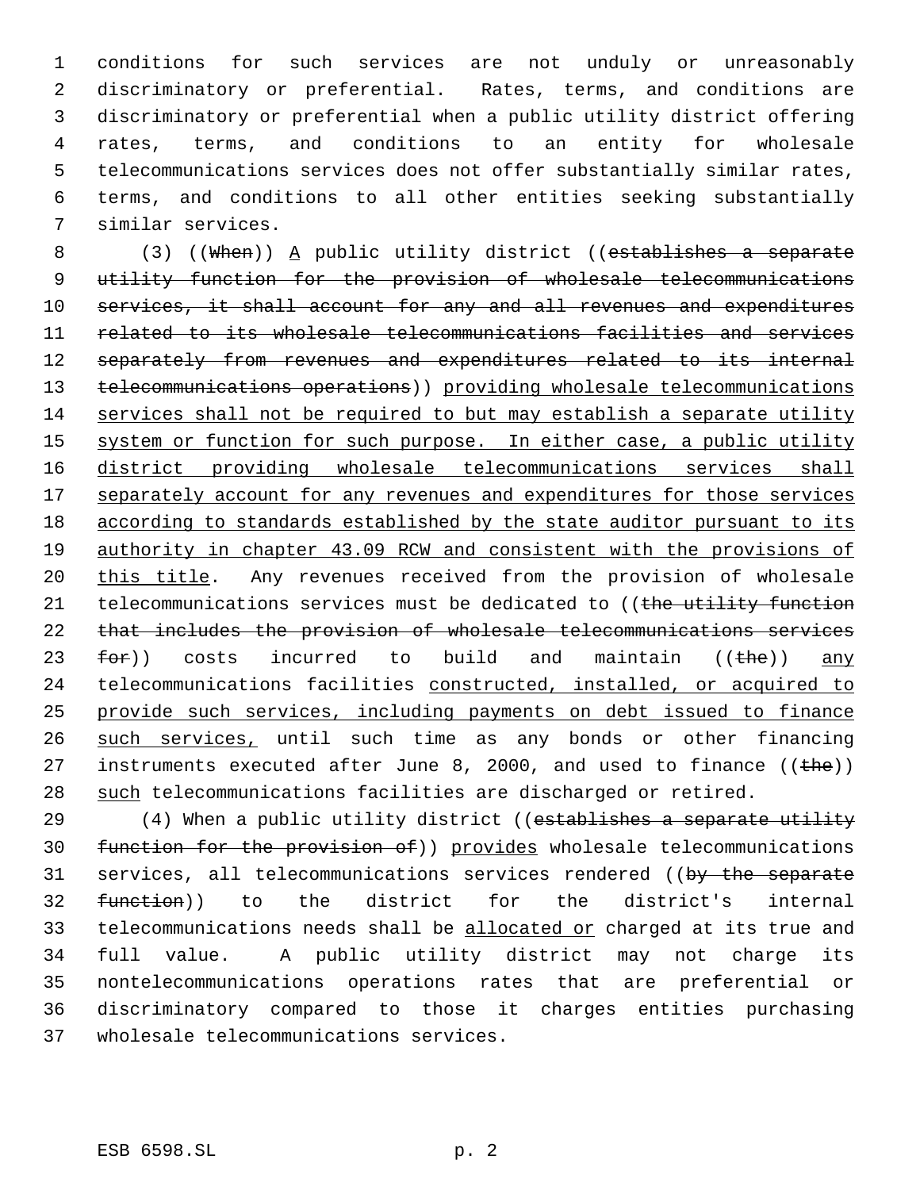conditions for such services are not unduly or unreasonably discriminatory or preferential. Rates, terms, and conditions are discriminatory or preferential when a public utility district offering rates, terms, and conditions to an entity for wholesale telecommunications services does not offer substantially similar rates, terms, and conditions to all other entities seeking substantially similar services.

(3) ((~~When~~)) A public utility district ((~~establishes a separate utility function for the provision of wholesale telecommunications services, it shall account for any and all revenues and expenditures related to its wholesale telecommunications facilities and services separately from revenues and expenditures related to its internal telecommunications operations~~)) providing wholesale telecommunications services shall not be required to but may establish a separate utility system or function for such purpose. In either case, a public utility district providing wholesale telecommunications services shall separately account for any revenues and expenditures for those services according to standards established by the state auditor pursuant to its authority in chapter 43.09 RCW and consistent with the provisions of this title. Any revenues received from the provision of wholesale telecommunications services must be dedicated to ((~~the utility function that includes the provision of wholesale telecommunications services for~~)) costs incurred to build and maintain ((~~the~~)) any telecommunications facilities constructed, installed, or acquired to provide such services, including payments on debt issued to finance such services, until such time as any bonds or other financing instruments executed after June 8, 2000, and used to finance ((~~the~~)) such telecommunications facilities are discharged or retired.

(4) When a public utility district ((~~establishes a separate utility function for the provision of~~)) provides wholesale telecommunications services, all telecommunications services rendered ((~~by the separate function~~)) to the district for the district's internal telecommunications needs shall be allocated or charged at its true and full value. A public utility district may not charge its nontelecommunications operations rates that are preferential or discriminatory compared to those it charges entities purchasing wholesale telecommunications services.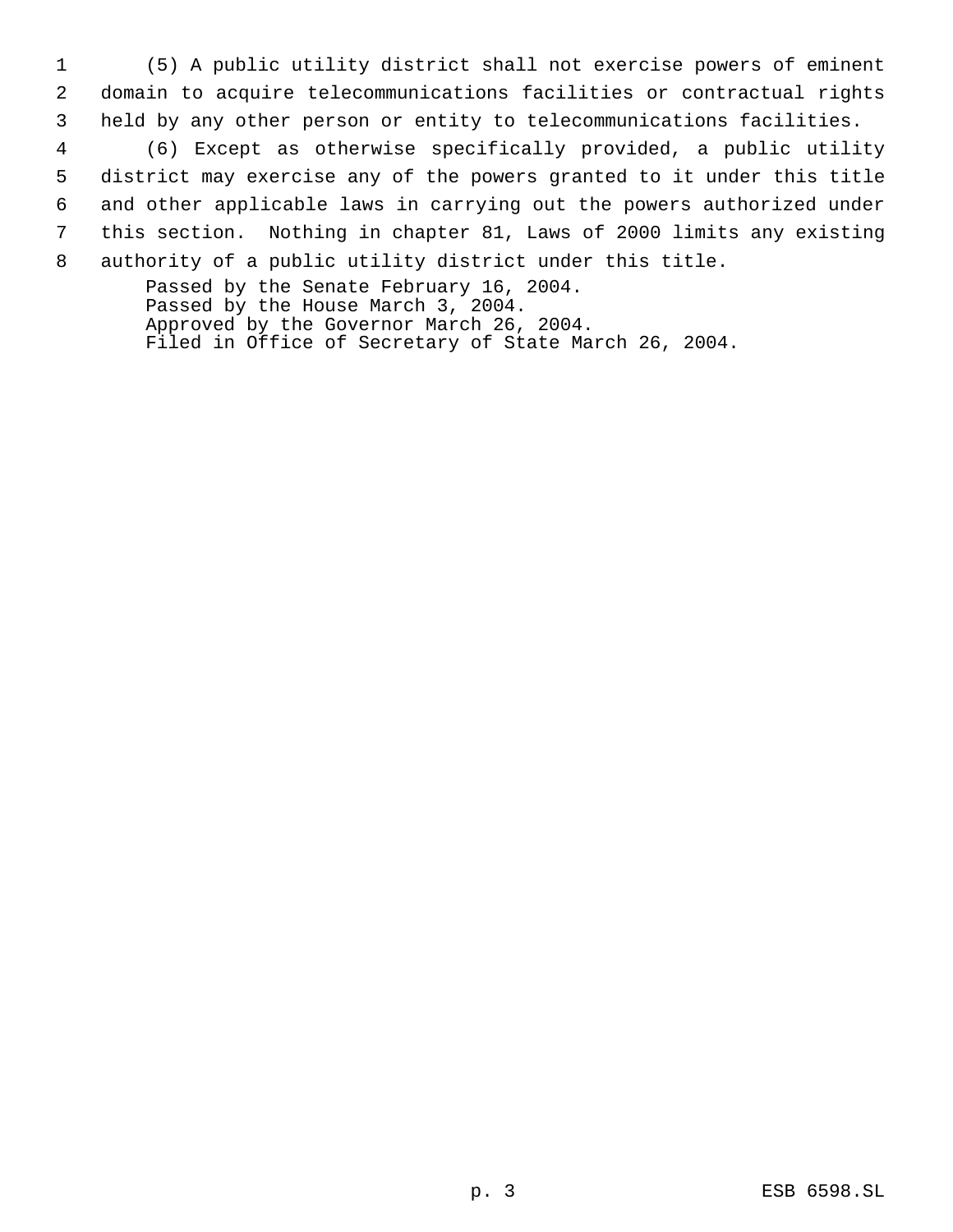(5) A public utility district shall not exercise powers of eminent domain to acquire telecommunications facilities or contractual rights held by any other person or entity to telecommunications facilities.

(6) Except as otherwise specifically provided, a public utility district may exercise any of the powers granted to it under this title and other applicable laws in carrying out the powers authorized under this section. Nothing in chapter 81, Laws of 2000 limits any existing authority of a public utility district under this title.

Passed by the Senate February 16, 2004.
Passed by the House March 3, 2004.
Approved by the Governor March 26, 2004.
Filed in Office of Secretary of State March 26, 2004.